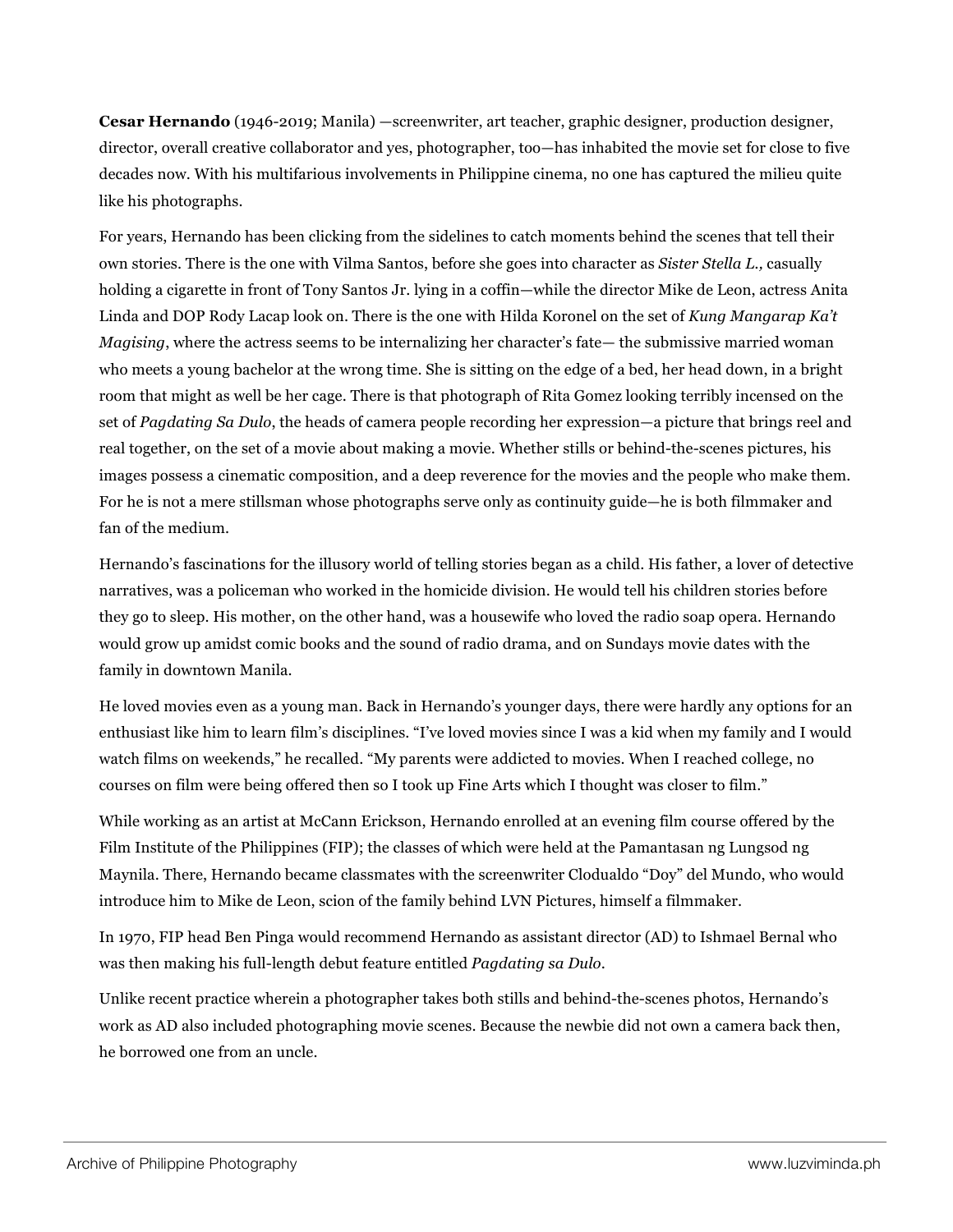**Cesar Hernando** (1946-2019; Manila) —screenwriter, art teacher, graphic designer, production designer, director, overall creative collaborator and yes, photographer, too—has inhabited the movie set for close to five decades now. With his multifarious involvements in Philippine cinema, no one has captured the milieu quite like his photographs.

For years, Hernando has been clicking from the sidelines to catch moments behind the scenes that tell their own stories. There is the one with Vilma Santos, before she goes into character as *Sister Stella L.,* casually holding a cigarette in front of Tony Santos Jr. lying in a coffin—while the director Mike de Leon, actress Anita Linda and DOP Rody Lacap look on. There is the one with Hilda Koronel on the set of *Kung Mangarap Ka't Magising*, where the actress seems to be internalizing her character's fate— the submissive married woman who meets a young bachelor at the wrong time. She is sitting on the edge of a bed, her head down, in a bright room that might as well be her cage. There is that photograph of Rita Gomez looking terribly incensed on the set of *Pagdating Sa Dulo*, the heads of camera people recording her expression—a picture that brings reel and real together, on the set of a movie about making a movie. Whether stills or behind-the-scenes pictures, his images possess a cinematic composition, and a deep reverence for the movies and the people who make them. For he is not a mere stillsman whose photographs serve only as continuity guide—he is both filmmaker and fan of the medium.

Hernando's fascinations for the illusory world of telling stories began as a child. His father, a lover of detective narratives, was a policeman who worked in the homicide division. He would tell his children stories before they go to sleep. His mother, on the other hand, was a housewife who loved the radio soap opera. Hernando would grow up amidst comic books and the sound of radio drama, and on Sundays movie dates with the family in downtown Manila.

He loved movies even as a young man. Back in Hernando's younger days, there were hardly any options for an enthusiast like him to learn film's disciplines. "I've loved movies since I was a kid when my family and I would watch films on weekends," he recalled. "My parents were addicted to movies. When I reached college, no courses on film were being offered then so I took up Fine Arts which I thought was closer to film."

While working as an artist at McCann Erickson, Hernando enrolled at an evening film course offered by the Film Institute of the Philippines (FIP); the classes of which were held at the Pamantasan ng Lungsod ng Maynila. There, Hernando became classmates with the screenwriter Clodualdo "Doy" del Mundo, who would introduce him to Mike de Leon, scion of the family behind LVN Pictures, himself a filmmaker.

In 1970, FIP head Ben Pinga would recommend Hernando as assistant director (AD) to Ishmael Bernal who was then making his full-length debut feature entitled *Pagdating sa Dulo*.

Unlike recent practice wherein a photographer takes both stills and behind-the-scenes photos, Hernando's work as AD also included photographing movie scenes. Because the newbie did not own a camera back then, he borrowed one from an uncle.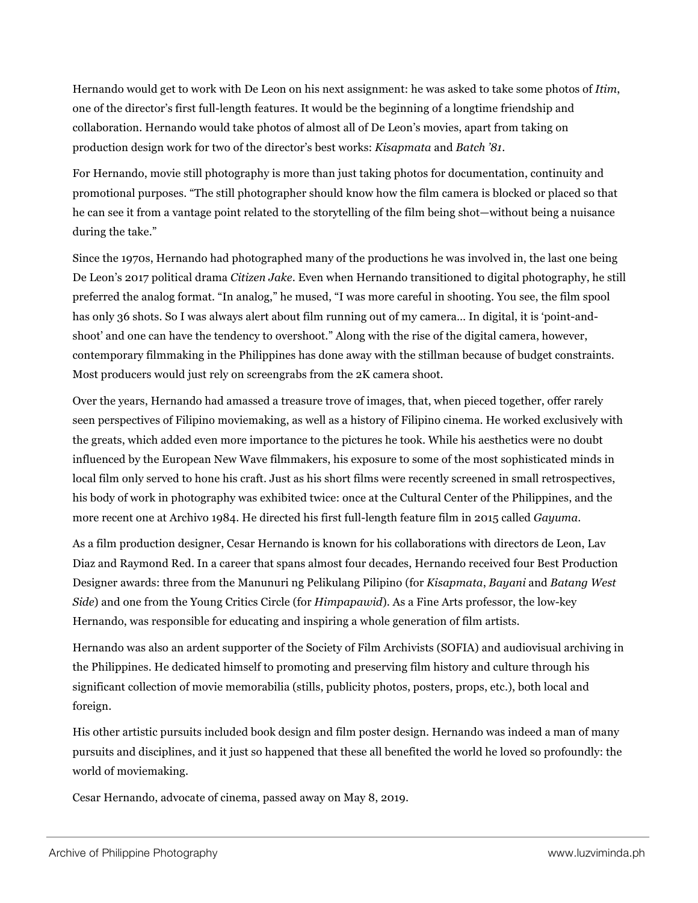Hernando would get to work with De Leon on his next assignment: he was asked to take some photos of *Itim*, one of the director's first full-length features. It would be the beginning of a longtime friendship and collaboration. Hernando would take photos of almost all of De Leon's movies, apart from taking on production design work for two of the director's best works: *Kisapmata* and *Batch '81*.

For Hernando, movie still photography is more than just taking photos for documentation, continuity and promotional purposes. "The still photographer should know how the film camera is blocked or placed so that he can see it from a vantage point related to the storytelling of the film being shot—without being a nuisance during the take."

Since the 1970s, Hernando had photographed many of the productions he was involved in, the last one being De Leon's 2017 political drama *Citizen Jake*. Even when Hernando transitioned to digital photography, he still preferred the analog format. "In analog," he mused, "I was more careful in shooting. You see, the film spool has only 36 shots. So I was always alert about film running out of my camera… In digital, it is 'point-and-shoot' and one can have the tendency to overshoot." Along with the rise of the digital camera, however, contemporary filmmaking in the Philippines has done away with the stillman because of budget constraints. Most producers would just rely on screengrabs from the 2K camera shoot.

Over the years, Hernando had amassed a treasure trove of images, that, when pieced together, offer rarely seen perspectives of Filipino moviemaking, as well as a history of Filipino cinema. He worked exclusively with the greats, which added even more importance to the pictures he took. While his aesthetics were no doubt influenced by the European New Wave filmmakers, his exposure to some of the most sophisticated minds in local film only served to hone his craft. Just as his short films were recently screened in small retrospectives, his body of work in photography was exhibited twice: once at the Cultural Center of the Philippines, and the more recent one at Archivo 1984. He directed his first full-length feature film in 2015 called *Gayuma*.

As a film production designer, Cesar Hernando is known for his collaborations with directors de Leon, Lav Diaz and Raymond Red. In a career that spans almost four decades, Hernando received four Best Production Designer awards: three from the Manunuri ng Pelikulang Pilipino (for *Kisapmata*, *Bayani* and *Batang West Side*) and one from the Young Critics Circle (for *Himpapawid*). As a Fine Arts professor, the low-key Hernando, was responsible for educating and inspiring a whole generation of film artists.

Hernando was also an ardent supporter of the Society of Film Archivists (SOFIA) and audiovisual archiving in the Philippines. He dedicated himself to promoting and preserving film history and culture through his significant collection of movie memorabilia (stills, publicity photos, posters, props, etc.), both local and foreign.

His other artistic pursuits included book design and film poster design. Hernando was indeed a man of many pursuits and disciplines, and it just so happened that these all benefited the world he loved so profoundly: the world of moviemaking.

Cesar Hernando, advocate of cinema, passed away on May 8, 2019.